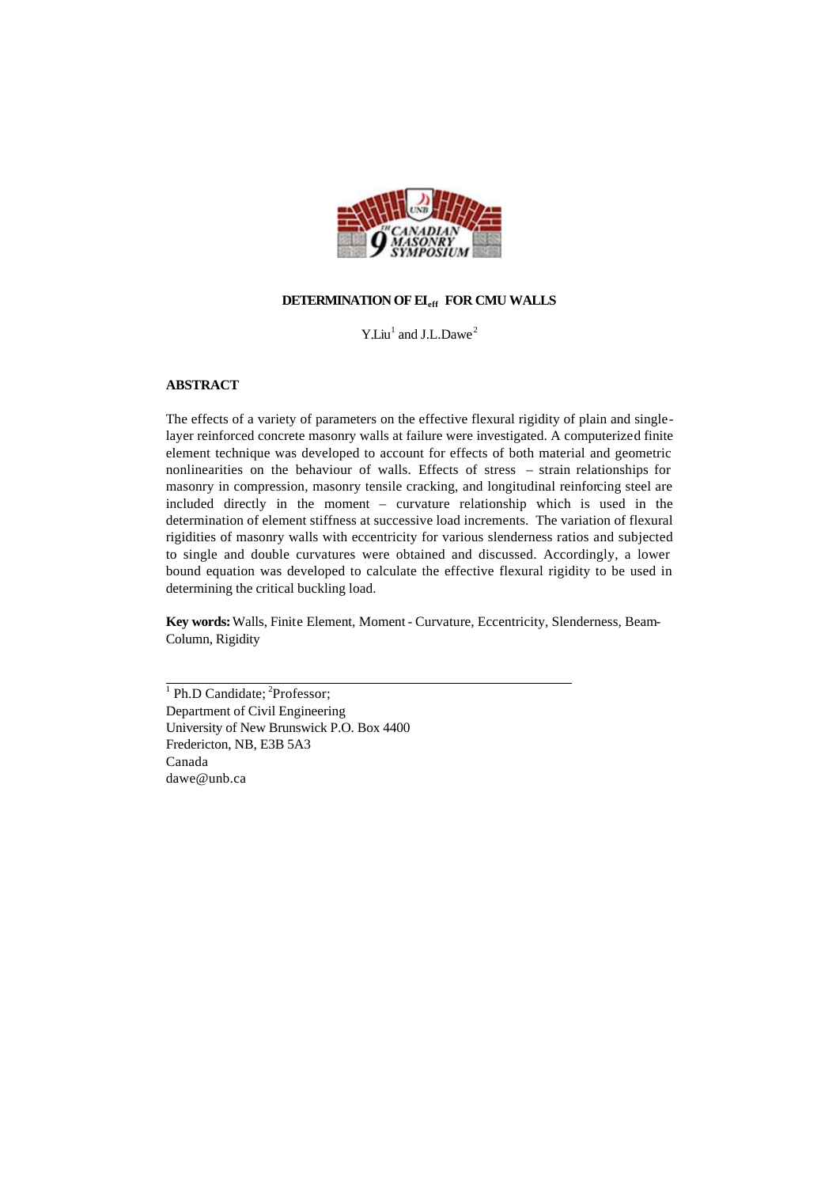# DETERMINATION OF $EI_{eff}$ FOR CMU WALLS

Y.Liu[1] and J.L.Dawe[2]

## ABSTRACT

The effects of a variety of parameters on the effective flexural rigidity of plain and single-layer reinforced concrete masonry walls at failure were investigated. A computerized finite element technique was developed to account for effects of both material and geometric nonlinearities on the behaviour of walls. Effects of stress – strain relationships for masonry in compression, masonry tensile cracking, and longitudinal reinforcing steel are included directly in the moment – curvature relationship which is used in the determination of element stiffness at successive load increments. The variation of flexural rigidities of masonry walls with eccentricity for various slenderness ratios and subjected to single and double curvatures were obtained and discussed. Accordingly, a lower bound equation was developed to calculate the effective flexural rigidity to be used in determining the critical buckling load.

**Key words:** Walls, Finite Element, Moment - Curvature, Eccentricity, Slenderness, Beam-Column, Rigidity

---

[1] Ph.D Candidate; [2]Professor;
Department of Civil Engineering
University of New Brunswick P.O. Box 4400
Fredericton, NB, E3B 5A3
Canada
dawe@unb.ca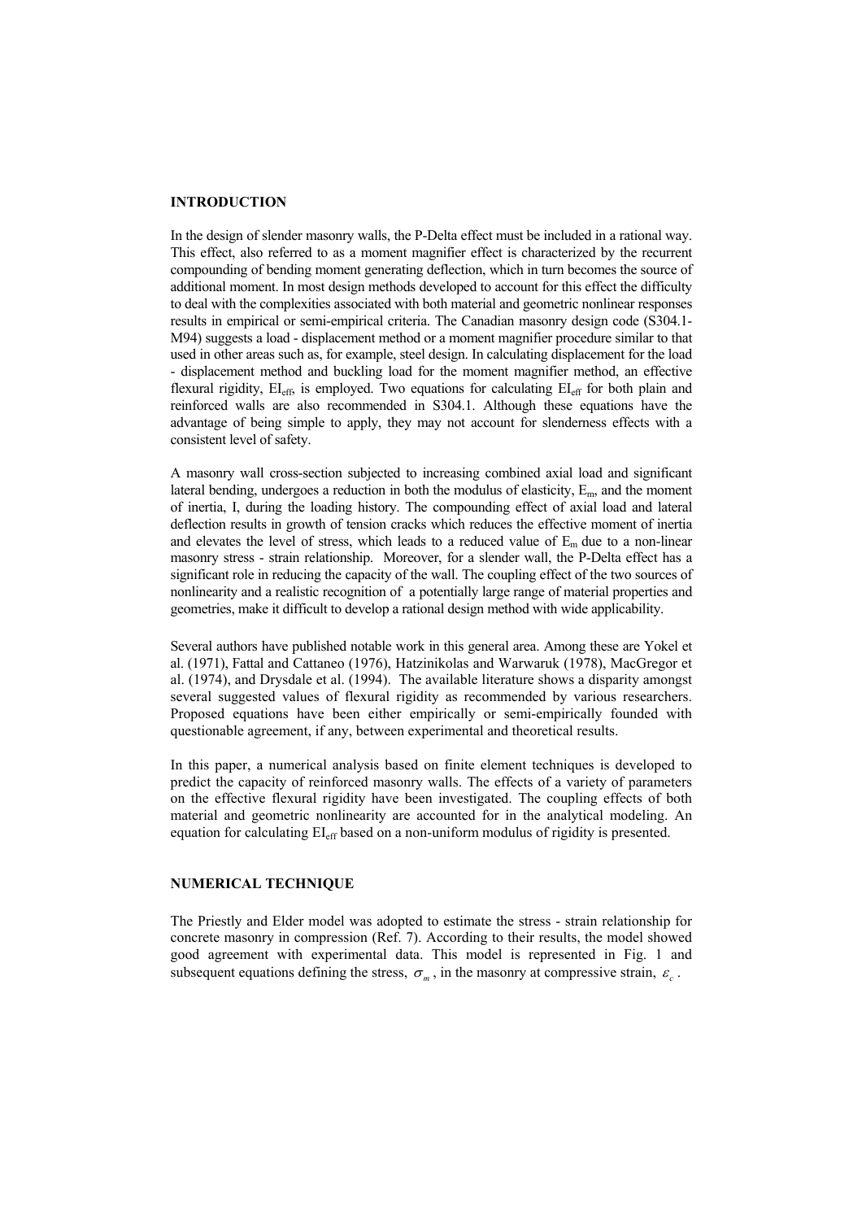## INTRODUCTION

In the design of slender masonry walls, the P-Delta effect must be included in a rational way. This effect, also referred to as a moment magnifier effect is characterized by the recurrent compounding of bending moment generating deflection, which in turn becomes the source of additional moment. In most design methods developed to account for this effect the difficulty to deal with the complexities associated with both material and geometric nonlinear responses results in empirical or semi-empirical criteria. The Canadian masonry design code (S304.1-M94) suggests a load - displacement method or a moment magnifier procedure similar to that used in other areas such as, for example, steel design. In calculating displacement for the load - displacement method and buckling load for the moment magnifier method, an effective flexural rigidity, $EI_{eff}$, is employed. Two equations for calculating $EI_{eff}$ for both plain and reinforced walls are also recommended in S304.1. Although these equations have the advantage of being simple to apply, they may not account for slenderness effects with a consistent level of safety.

A masonry wall cross-section subjected to increasing combined axial load and significant lateral bending, undergoes a reduction in both the modulus of elasticity, $E_m$, and the moment of inertia, I, during the loading history. The compounding effect of axial load and lateral deflection results in growth of tension cracks which reduces the effective moment of inertia and elevates the level of stress, which leads to a reduced value of $E_m$ due to a non-linear masonry stress - strain relationship. Moreover, for a slender wall, the P-Delta effect has a significant role in reducing the capacity of the wall. The coupling effect of the two sources of nonlinearity and a realistic recognition of a potentially large range of material properties and geometries, make it difficult to develop a rational design method with wide applicability.

Several authors have published notable work in this general area. Among these are Yokel et al. (1971), Fattal and Cattaneo (1976), Hatzinikolas and Warwaruk (1978), MacGregor et al. (1974), and Drysdale et al. (1994). The available literature shows a disparity amongst several suggested values of flexural rigidity as recommended by various researchers. Proposed equations have been either empirically or semi-empirically founded with questionable agreement, if any, between experimental and theoretical results.

In this paper, a numerical analysis based on finite element techniques is developed to predict the capacity of reinforced masonry walls. The effects of a variety of parameters on the effective flexural rigidity have been investigated. The coupling effects of both material and geometric nonlinearity are accounted for in the analytical modeling. An equation for calculating $EI_{eff}$ based on a non-uniform modulus of rigidity is presented.

## NUMERICAL TECHNIQUE

The Priestly and Elder model was adopted to estimate the stress - strain relationship for concrete masonry in compression (Ref. 7). According to their results, the model showed good agreement with experimental data. This model is represented in Fig. 1 and subsequent equations defining the stress, $\sigma_m$, in the masonry at compressive strain, $\varepsilon_c$.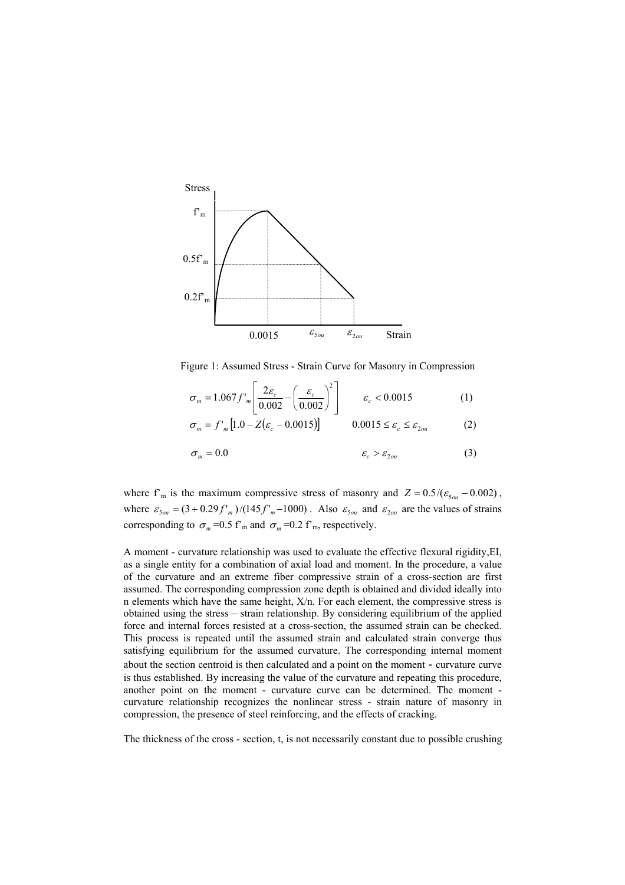Figure 1: Assumed Stress - Strain Curve for Masonry in Compression

$$\sigma_m = 1.067 f'_m \left[ \frac{2\varepsilon_c}{0.002} - \left( \frac{\varepsilon_c}{0.002} \right)^2 \right] \qquad \varepsilon_c < 0.0015 \qquad (1)$$

$$\sigma_m = f'_m \left[ 1.0 - Z(\varepsilon_c - 0.0015) \right] \qquad 0.0015 \le \varepsilon_c \le \varepsilon_{2ou} \qquad (2)$$

$$\sigma_m = 0.0 \qquad \varepsilon_c > \varepsilon_{2ou} \qquad (3)$$

where $f'_m$ is the maximum compressive stress of masonry and $Z = 0.5/(\varepsilon_{5ou} - 0.002)$, where $\varepsilon_{5ou} = (3 + 0.29 f'_m)/(145 f'_m - 1000)$. Also $\varepsilon_{5ou}$ and $\varepsilon_{2ou}$ are the values of strains corresponding to $\sigma_m$ =0.5 $f'_m$ and $\sigma_m$ =0.2 $f'_m$, respectively.

A moment - curvature relationship was used to evaluate the effective flexural rigidity,EI, as a single entity for a combination of axial load and moment. In the procedure, a value of the curvature and an extreme fiber compressive strain of a cross-section are first assumed. The corresponding compression zone depth is obtained and divided ideally into n elements which have the same height, X/n. For each element, the compressive stress is obtained using the stress – strain relationship. By considering equilibrium of the applied force and internal forces resisted at a cross-section, the assumed strain can be checked. This process is repeated until the assumed strain and calculated strain converge thus satisfying equilibrium for the assumed curvature. The corresponding internal moment about the section centroid is then calculated and a point on the moment - curvature curve is thus established. By increasing the value of the curvature and repeating this procedure, another point on the moment - curvature curve can be determined. The moment - curvature relationship recognizes the nonlinear stress - strain nature of masonry in compression, the presence of steel reinforcing, and the effects of cracking.

The thickness of the cross - section, t, is not necessarily constant due to possible crushing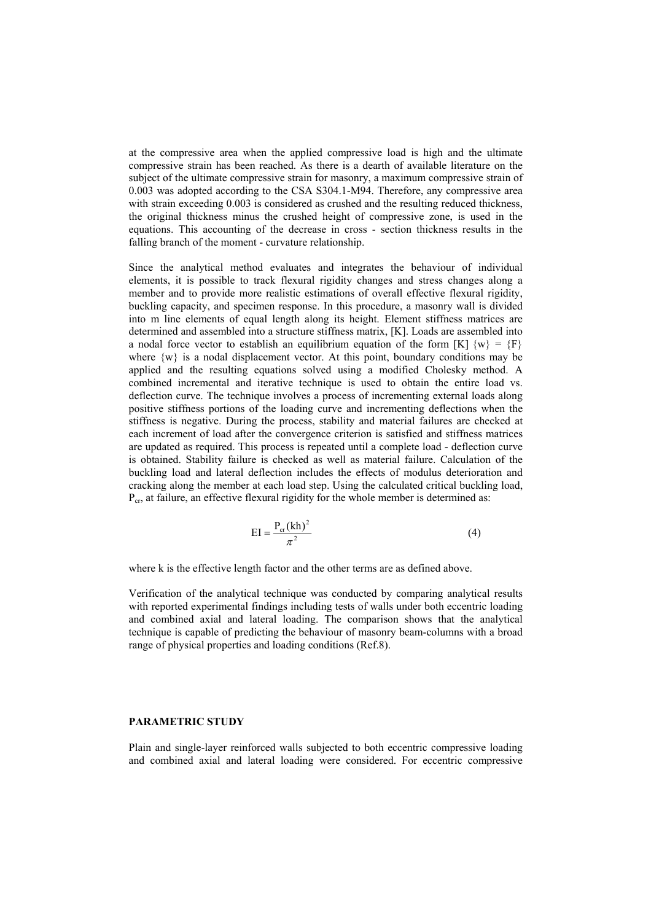at the compressive area when the applied compressive load is high and the ultimate compressive strain has been reached. As there is a dearth of available literature on the subject of the ultimate compressive strain for masonry, a maximum compressive strain of 0.003 was adopted according to the CSA S304.1-M94. Therefore, any compressive area with strain exceeding 0.003 is considered as crushed and the resulting reduced thickness, the original thickness minus the crushed height of compressive zone, is used in the equations. This accounting of the decrease in cross - section thickness results in the falling branch of the moment - curvature relationship.

Since the analytical method evaluates and integrates the behaviour of individual elements, it is possible to track flexural rigidity changes and stress changes along a member and to provide more realistic estimations of overall effective flexural rigidity, buckling capacity, and specimen response. In this procedure, a masonry wall is divided into m line elements of equal length along its height. Element stiffness matrices are determined and assembled into a structure stiffness matrix, [K]. Loads are assembled into a nodal force vector to establish an equilibrium equation of the form [K] {w} = {F} where {w} is a nodal displacement vector. At this point, boundary conditions may be applied and the resulting equations solved using a modified Cholesky method. A combined incremental and iterative technique is used to obtain the entire load vs. deflection curve. The technique involves a process of incrementing external loads along positive stiffness portions of the loading curve and incrementing deflections when the stiffness is negative. During the process, stability and material failures are checked at each increment of load after the convergence criterion is satisfied and stiffness matrices are updated as required. This process is repeated until a complete load - deflection curve is obtained. Stability failure is checked as well as material failure. Calculation of the buckling load and lateral deflection includes the effects of modulus deterioration and cracking along the member at each load step. Using the calculated critical buckling load, $P_{cr}$, at failure, an effective flexural rigidity for the whole member is determined as:

$$EI = \frac{P_{cr}(kh)^2}{\pi^2} \tag{4}$$

where k is the effective length factor and the other terms are as defined above.

Verification of the analytical technique was conducted by comparing analytical results with reported experimental findings including tests of walls under both eccentric loading and combined axial and lateral loading. The comparison shows that the analytical technique is capable of predicting the behaviour of masonry beam-columns with a broad range of physical properties and loading conditions (Ref.8).

## PARAMETRIC STUDY

Plain and single-layer reinforced walls subjected to both eccentric compressive loading and combined axial and lateral loading were considered. For eccentric compressive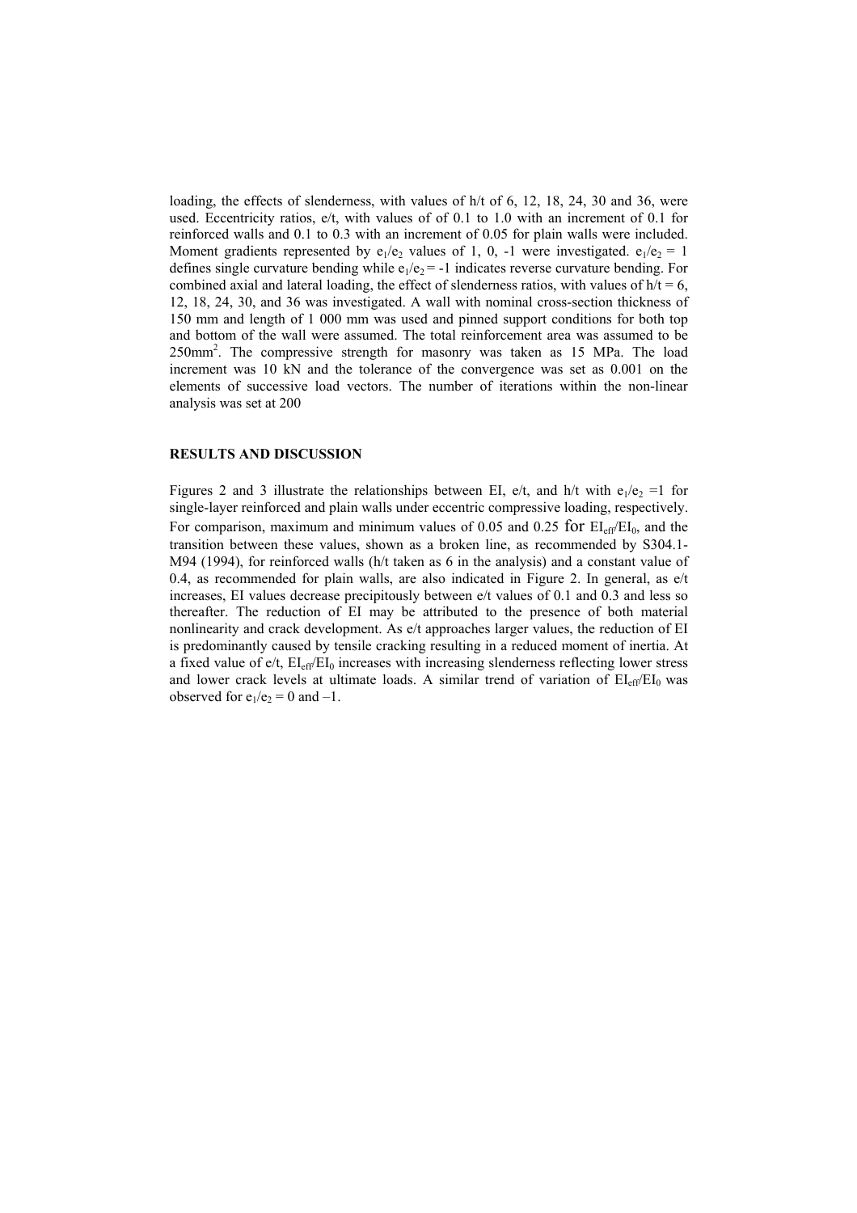loading, the effects of slenderness, with values of h/t of 6, 12, 18, 24, 30 and 36, were used. Eccentricity ratios, e/t, with values of of 0.1 to 1.0 with an increment of 0.1 for reinforced walls and 0.1 to 0.3 with an increment of 0.05 for plain walls were included. Moment gradients represented by $e_1/e_2$ values of 1, 0, -1 were investigated. $e_1/e_2 = 1$ defines single curvature bending while $e_1/e_2 = -1$ indicates reverse curvature bending. For combined axial and lateral loading, the effect of slenderness ratios, with values of h/t = 6, 12, 18, 24, 30, and 36 was investigated. A wall with nominal cross-section thickness of 150 mm and length of 1 000 mm was used and pinned support conditions for both top and bottom of the wall were assumed. The total reinforcement area was assumed to be 250mm$^2$. The compressive strength for masonry was taken as 15 MPa. The load increment was 10 kN and the tolerance of the convergence was set as 0.001 on the elements of successive load vectors. The number of iterations within the non-linear analysis was set at 200

## RESULTS AND DISCUSSION

Figures 2 and 3 illustrate the relationships between EI, e/t, and h/t with $e_1/e_2 = 1$ for single-layer reinforced and plain walls under eccentric compressive loading, respectively. For comparison, maximum and minimum values of 0.05 and 0.25 for $EI_{eff}/EI_0$, and the transition between these values, shown as a broken line, as recommended by S304.1-M94 (1994), for reinforced walls (h/t taken as 6 in the analysis) and a constant value of 0.4, as recommended for plain walls, are also indicated in Figure 2. In general, as e/t increases, EI values decrease precipitously between e/t values of 0.1 and 0.3 and less so thereafter. The reduction of EI may be attributed to the presence of both material nonlinearity and crack development. As e/t approaches larger values, the reduction of EI is predominantly caused by tensile cracking resulting in a reduced moment of inertia. At a fixed value of e/t, $EI_{eff}/EI_0$ increases with increasing slenderness reflecting lower stress and lower crack levels at ultimate loads. A similar trend of variation of $EI_{eff}/EI_0$ was observed for $e_1/e_2 = 0$ and –1.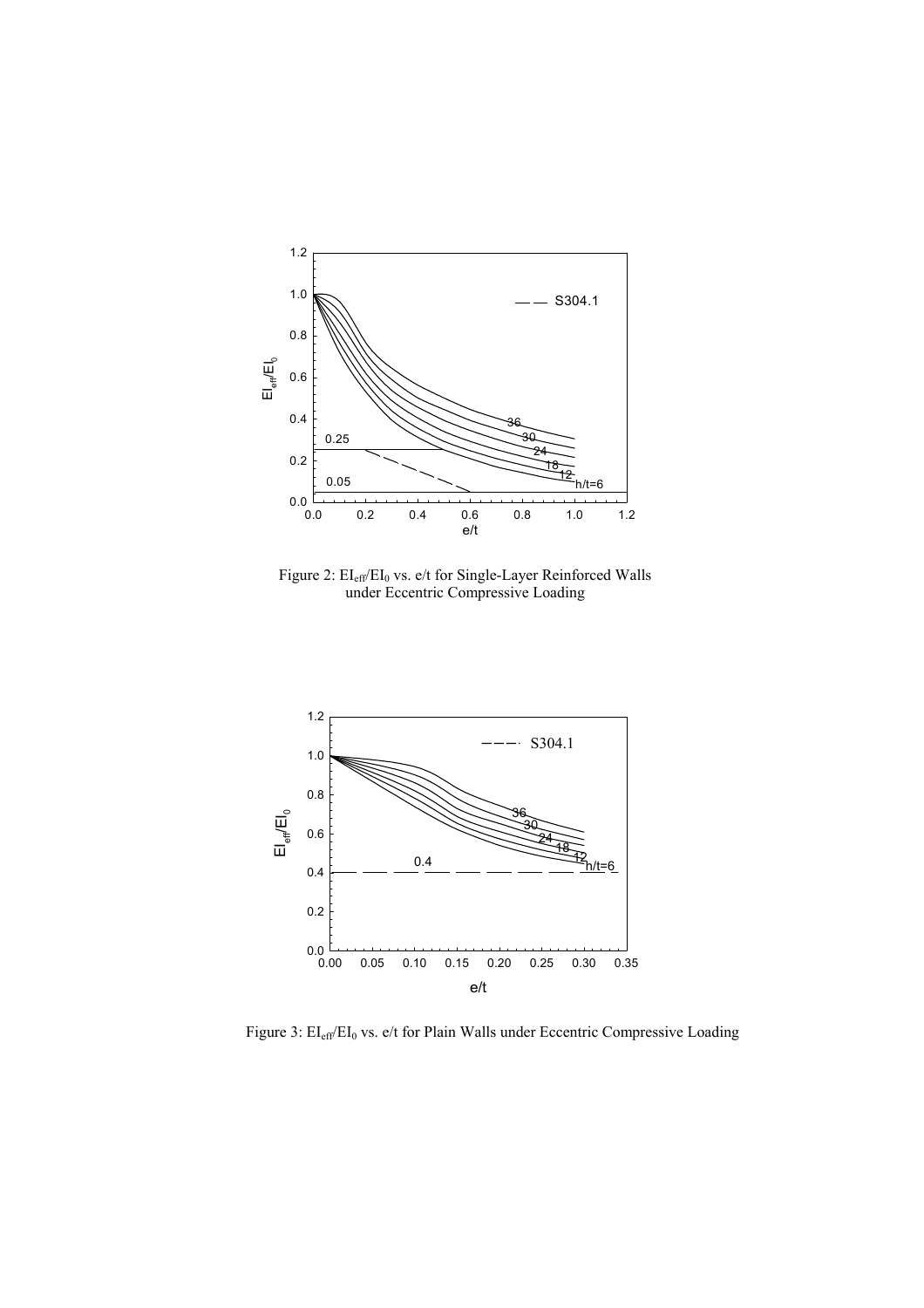Figure 2: $EI_{eff}/EI_0$ vs. e/t for Single-Layer Reinforced Walls under Eccentric Compressive Loading

Figure 3: $EI_{eff}/EI_0$ vs. e/t for Plain Walls under Eccentric Compressive Loading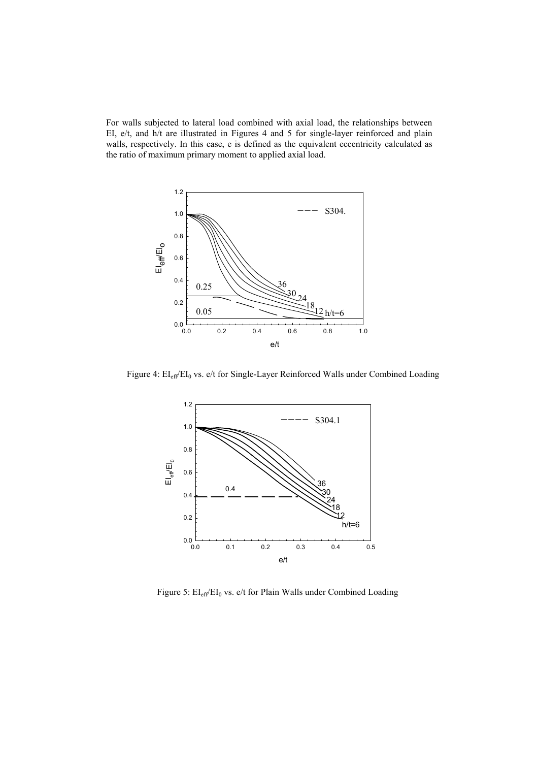For walls subjected to lateral load combined with axial load, the relationships between EI, e/t, and h/t are illustrated in Figures 4 and 5 for single-layer reinforced and plain walls, respectively. In this case, e is defined as the equivalent eccentricity calculated as the ratio of maximum primary moment to applied axial load.

Figure 4: $EI_{eff}/EI_0$ vs. e/t for Single-Layer Reinforced Walls under Combined Loading

Figure 5: $EI_{eff}/EI_0$ vs. e/t for Plain Walls under Combined Loading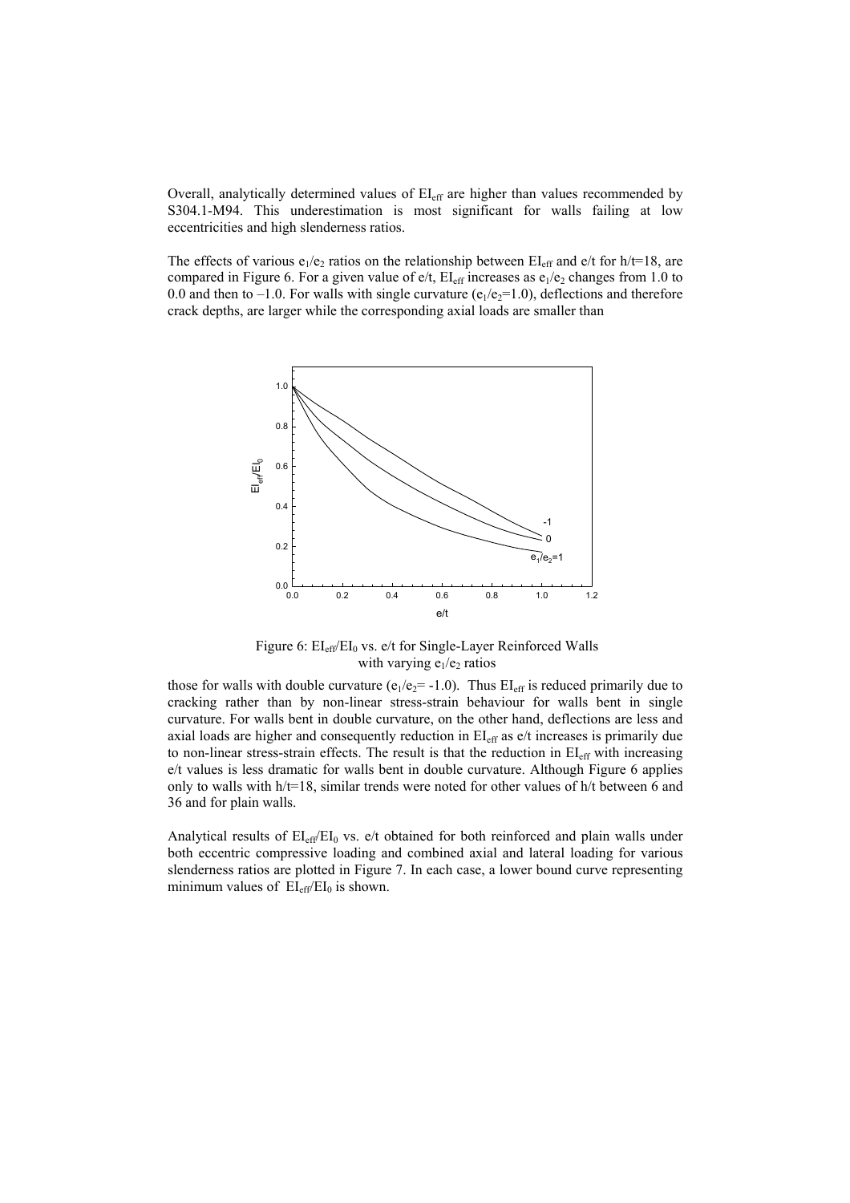Overall, analytically determined values of $EI_{eff}$ are higher than values recommended by S304.1-M94. This underestimation is most significant for walls failing at low eccentricities and high slenderness ratios.

The effects of various $e_1/e_2$ ratios on the relationship between $EI_{eff}$ and e/t for h/t=18, are compared in Figure 6. For a given value of e/t, $EI_{eff}$ increases as $e_1/e_2$ changes from 1.0 to 0.0 and then to –1.0. For walls with single curvature ($e_1/e_2$=1.0), deflections and therefore crack depths, are larger while the corresponding axial loads are smaller than

Figure 6: $EI_{eff}/EI_0$ vs. e/t for Single-Layer Reinforced Walls with varying $e_1/e_2$ ratios

those for walls with double curvature ($e_1/e_2$= -1.0). Thus $EI_{eff}$ is reduced primarily due to cracking rather than by non-linear stress-strain behaviour for walls bent in single curvature. For walls bent in double curvature, on the other hand, deflections are less and axial loads are higher and consequently reduction in $EI_{eff}$ as e/t increases is primarily due to non-linear stress-strain effects. The result is that the reduction in $EI_{eff}$ with increasing e/t values is less dramatic for walls bent in double curvature. Although Figure 6 applies only to walls with h/t=18, similar trends were noted for other values of h/t between 6 and 36 and for plain walls.

Analytical results of $EI_{eff}/EI_0$ vs. e/t obtained for both reinforced and plain walls under both eccentric compressive loading and combined axial and lateral loading for various slenderness ratios are plotted in Figure 7. In each case, a lower bound curve representing minimum values of $EI_{eff}/EI_0$ is shown.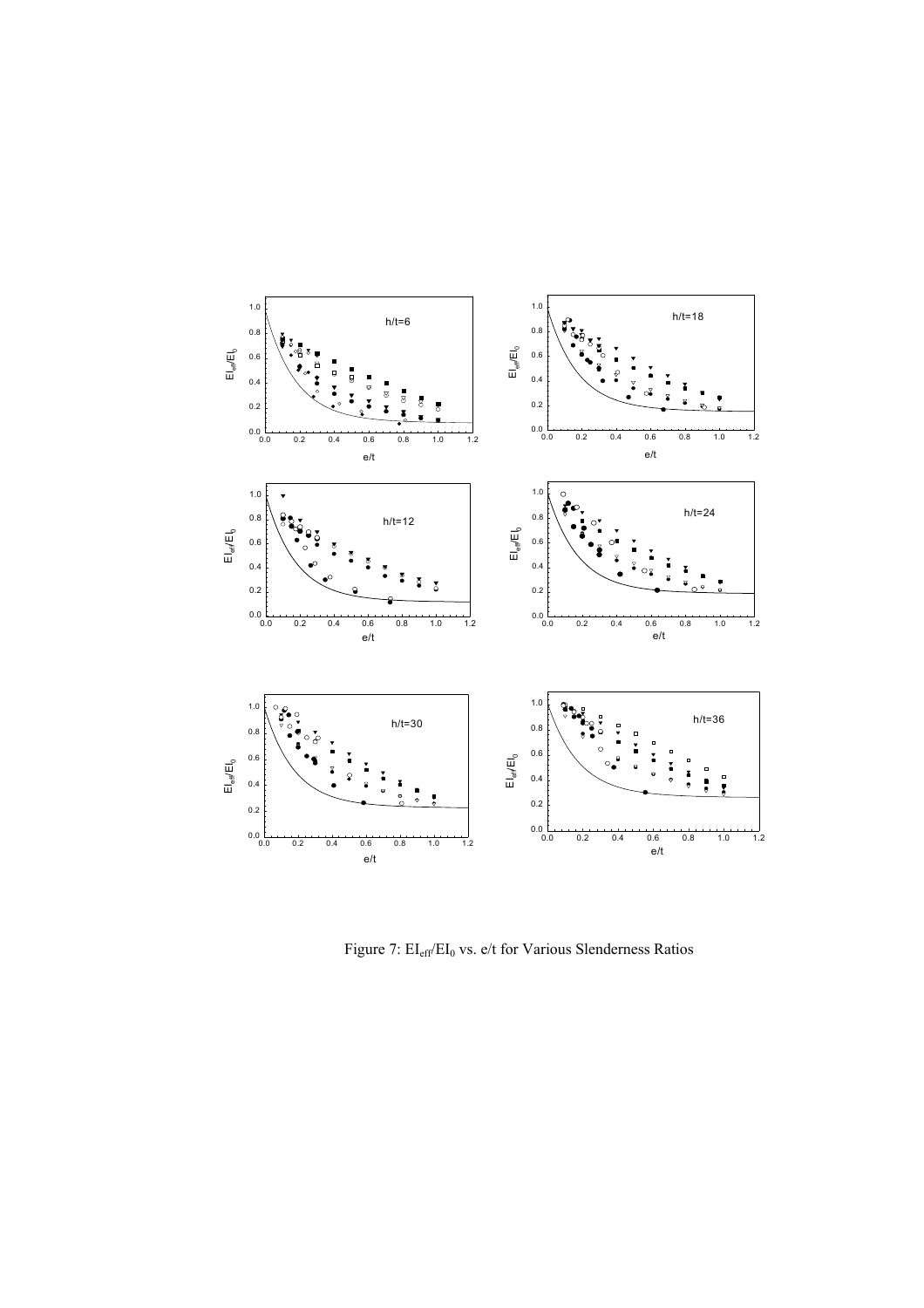Figure 7: $EI_{eff}/EI_0$ vs. e/t for Various Slenderness Ratios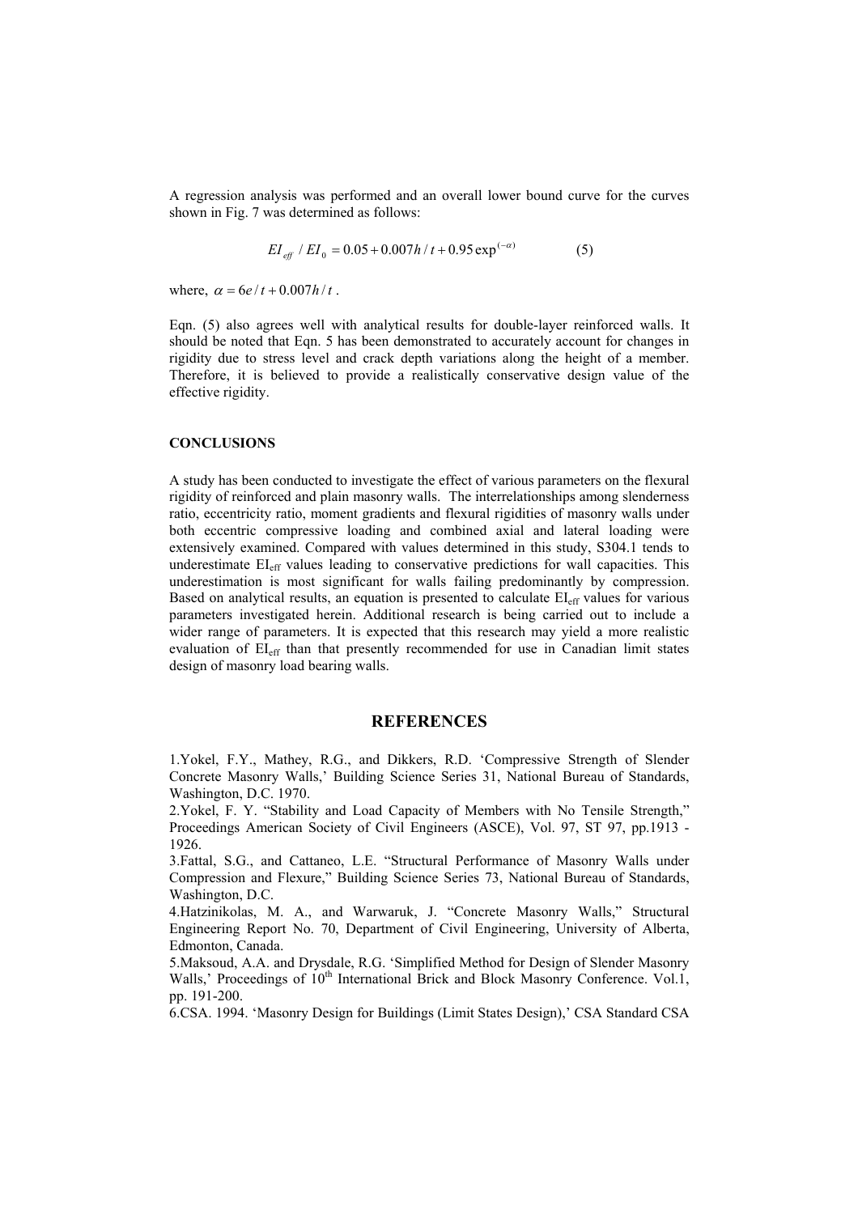A regression analysis was performed and an overall lower bound curve for the curves shown in Fig. 7 was determined as follows:

$$EI_{eff} / EI_0 = 0.05 + 0.007h/t + 0.95\exp^{(-\alpha)} \qquad (5)$$

where, $\alpha = 6e/t + 0.007h/t$ .

Eqn. (5) also agrees well with analytical results for double-layer reinforced walls. It should be noted that Eqn. 5 has been demonstrated to accurately account for changes in rigidity due to stress level and crack depth variations along the height of a member. Therefore, it is believed to provide a realistically conservative design value of the effective rigidity.

### CONCLUSIONS

A study has been conducted to investigate the effect of various parameters on the flexural rigidity of reinforced and plain masonry walls. The interrelationships among slenderness ratio, eccentricity ratio, moment gradients and flexural rigidities of masonry walls under both eccentric compressive loading and combined axial and lateral loading were extensively examined. Compared with values determined in this study, S304.1 tends to underestimate $EI_{eff}$ values leading to conservative predictions for wall capacities. This underestimation is most significant for walls failing predominantly by compression. Based on analytical results, an equation is presented to calculate $EI_{eff}$ values for various parameters investigated herein. Additional research is being carried out to include a wider range of parameters. It is expected that this research may yield a more realistic evaluation of $EI_{eff}$ than that presently recommended for use in Canadian limit states design of masonry load bearing walls.

## REFERENCES

1.Yokel, F.Y., Mathey, R.G., and Dikkers, R.D. 'Compressive Strength of Slender Concrete Masonry Walls,' Building Science Series 31, National Bureau of Standards, Washington, D.C. 1970.

2.Yokel, F. Y. "Stability and Load Capacity of Members with No Tensile Strength," Proceedings American Society of Civil Engineers (ASCE), Vol. 97, ST 97, pp.1913 - 1926.

3.Fattal, S.G., and Cattaneo, L.E. "Structural Performance of Masonry Walls under Compression and Flexure," Building Science Series 73, National Bureau of Standards, Washington, D.C.

4.Hatzinikolas, M. A., and Warwaruk, J. "Concrete Masonry Walls," Structural Engineering Report No. 70, Department of Civil Engineering, University of Alberta, Edmonton, Canada.

5.Maksoud, A.A. and Drysdale, R.G. 'Simplified Method for Design of Slender Masonry Walls,' Proceedings of 10th International Brick and Block Masonry Conference. Vol.1, pp. 191-200.

6.CSA. 1994. 'Masonry Design for Buildings (Limit States Design),' CSA Standard CSA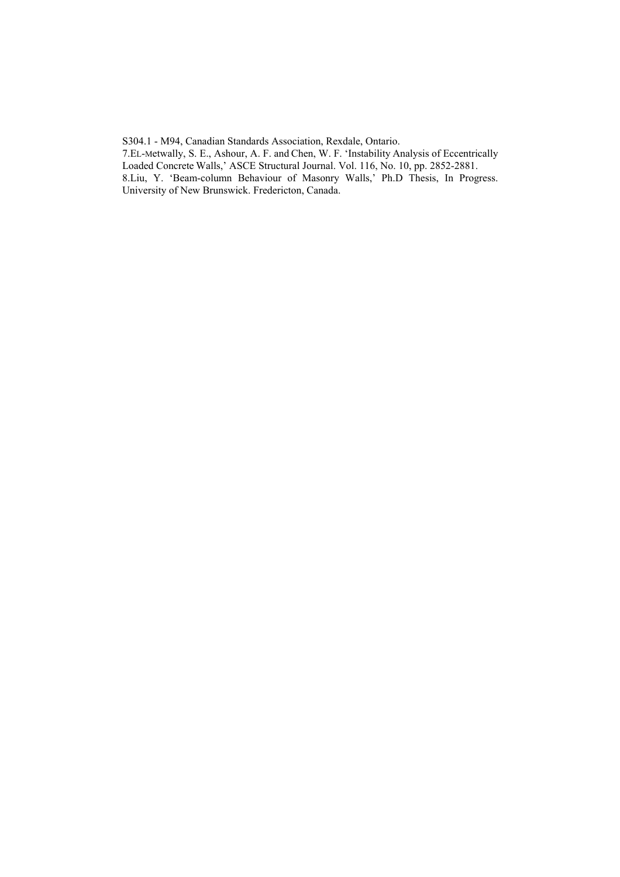S304.1 - M94, Canadian Standards Association, Rexdale, Ontario.

7.EL-Metwally, S. E., Ashour, A. F. and Chen, W. F. 'Instability Analysis of Eccentrically Loaded Concrete Walls,' ASCE Structural Journal. Vol. 116, No. 10, pp. 2852-2881.

8.Liu, Y. 'Beam-column Behaviour of Masonry Walls,' Ph.D Thesis, In Progress. University of New Brunswick. Fredericton, Canada.